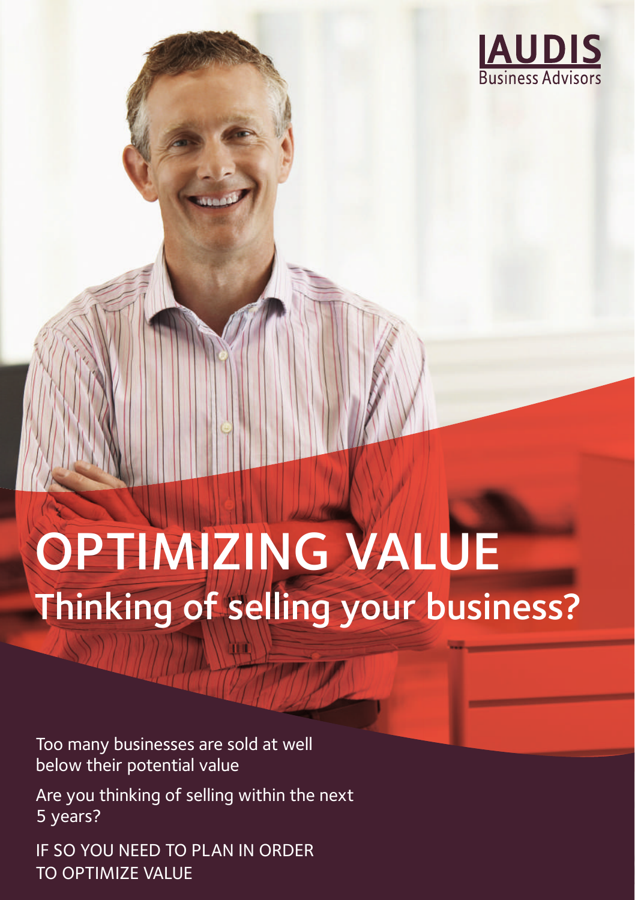LAUDIS
Business Advisors

# OPTIMIZING VALUE

## Thinking of selling your business?

Too many businesses are sold at well below their potential value

Are you thinking of selling within the next 5 years?

IF SO YOU NEED TO PLAN IN ORDER TO OPTIMIZE VALUE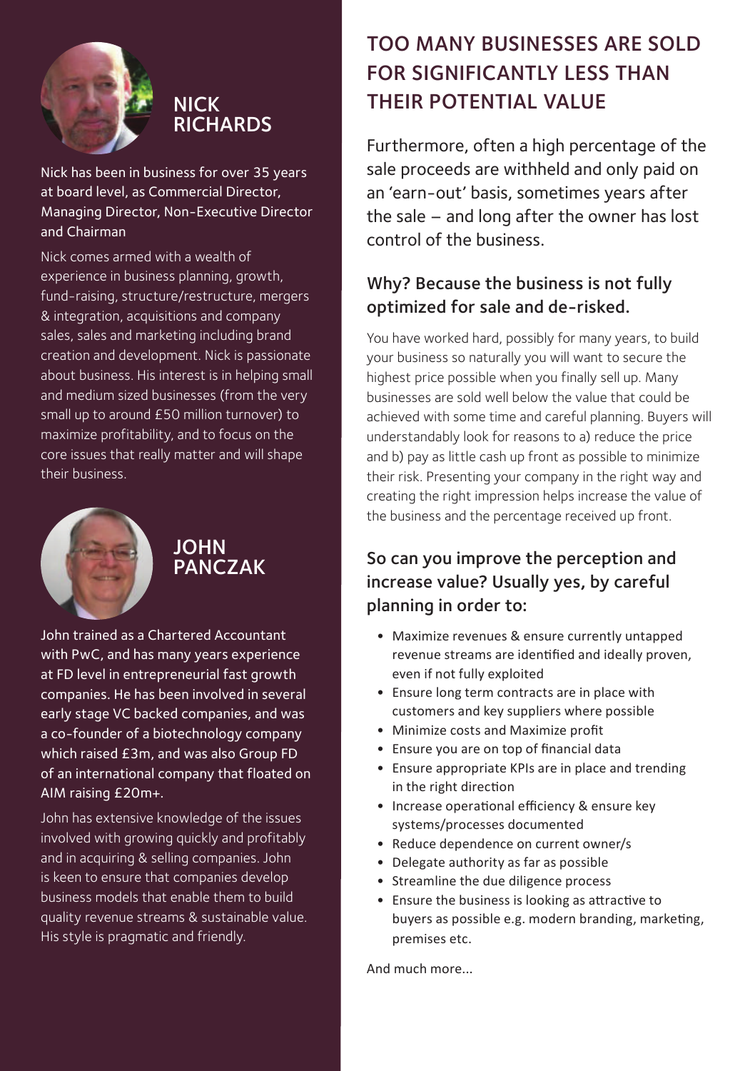## NICK RICHARDS

Nick has been in business for over 35 years at board level, as Commercial Director, Managing Director, Non-Executive Director and Chairman

Nick comes armed with a wealth of experience in business planning, growth, fund-raising, structure/restructure, mergers & integration, acquisitions and company sales, sales and marketing including brand creation and development. Nick is passionate about business. His interest is in helping small and medium sized businesses (from the very small up to around £50 million turnover) to maximize profitability, and to focus on the core issues that really matter and will shape their business.

## JOHN PANCZAK

John trained as a Chartered Accountant with PwC, and has many years experience at FD level in entrepreneurial fast growth companies. He has been involved in several early stage VC backed companies, and was a co-founder of a biotechnology company which raised £3m, and was also Group FD of an international company that floated on AIM raising £20m+.

John has extensive knowledge of the issues involved with growing quickly and profitably and in acquiring & selling companies. John is keen to ensure that companies develop business models that enable them to build quality revenue streams & sustainable value. His style is pragmatic and friendly.

# TOO MANY BUSINESSES ARE SOLD FOR SIGNIFICANTLY LESS THAN THEIR POTENTIAL VALUE

Furthermore, often a high percentage of the sale proceeds are withheld and only paid on an 'earn-out' basis, sometimes years after the sale – and long after the owner has lost control of the business.

### Why? Because the business is not fully optimized for sale and de-risked.

You have worked hard, possibly for many years, to build your business so naturally you will want to secure the highest price possible when you finally sell up. Many businesses are sold well below the value that could be achieved with some time and careful planning. Buyers will understandably look for reasons to a) reduce the price and b) pay as little cash up front as possible to minimize their risk. Presenting your company in the right way and creating the right impression helps increase the value of the business and the percentage received up front.

### So can you improve the perception and increase value? Usually yes, by careful planning in order to:

- Maximize revenues & ensure currently untapped revenue streams are identified and ideally proven, even if not fully exploited
- Ensure long term contracts are in place with customers and key suppliers where possible
- Minimize costs and Maximize profit
- Ensure you are on top of financial data
- Ensure appropriate KPIs are in place and trending in the right direction
- Increase operational efficiency & ensure key systems/processes documented
- Reduce dependence on current owner/s
- Delegate authority as far as possible
- Streamline the due diligence process
- Ensure the business is looking as attractive to buyers as possible e.g. modern branding, marketing, premises etc.

And much more...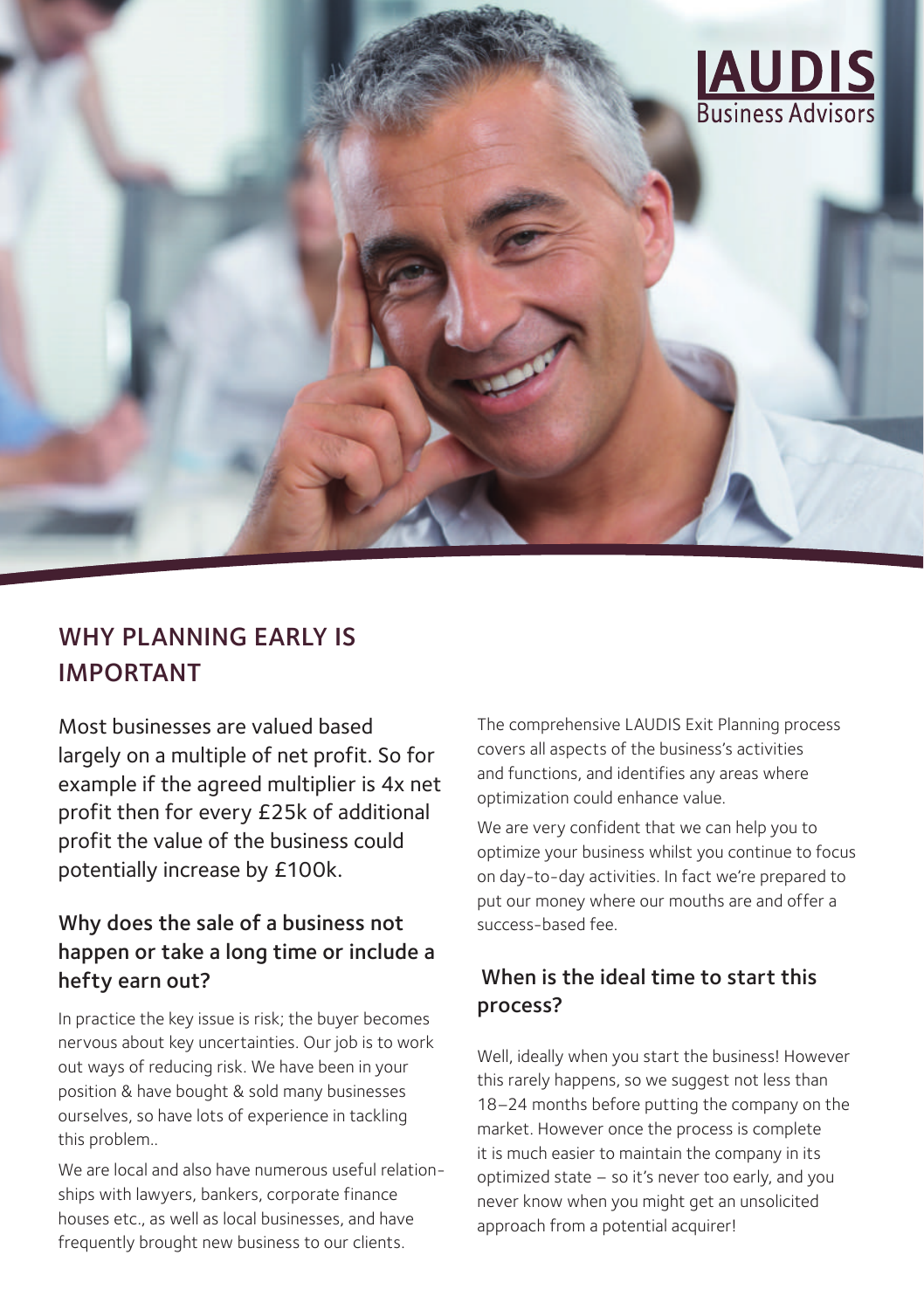LAUDIS Business Advisors

## WHY PLANNING EARLY IS IMPORTANT

Most businesses are valued based largely on a multiple of net profit. So for example if the agreed multiplier is 4x net profit then for every £25k of additional profit the value of the business could potentially increase by £100k.

### Why does the sale of a business not happen or take a long time or include a hefty earn out?

In practice the key issue is risk; the buyer becomes nervous about key uncertainties. Our job is to work out ways of reducing risk. We have been in your position & have bought & sold many businesses ourselves, so have lots of experience in tackling this problem..

We are local and also have numerous useful relationships with lawyers, bankers, corporate finance houses etc., as well as local businesses, and have frequently brought new business to our clients.

The comprehensive LAUDIS Exit Planning process covers all aspects of the business's activities and functions, and identifies any areas where optimization could enhance value.

We are very confident that we can help you to optimize your business whilst you continue to focus on day-to-day activities. In fact we're prepared to put our money where our mouths are and offer a success-based fee.

### When is the ideal time to start this process?

Well, ideally when you start the business! However this rarely happens, so we suggest not less than 18–24 months before putting the company on the market. However once the process is complete it is much easier to maintain the company in its optimized state – so it's never too early, and you never know when you might get an unsolicited approach from a potential acquirer!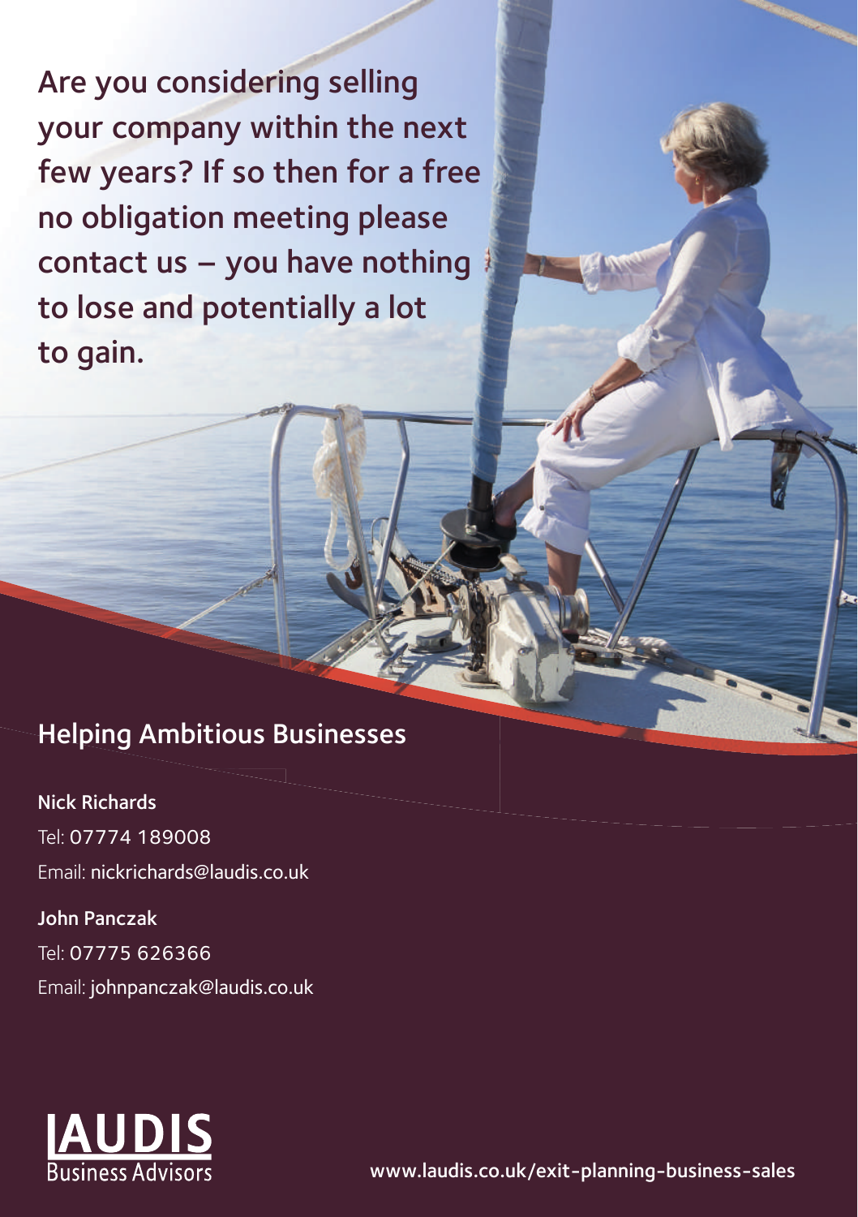Are you considering selling your company within the next few years? If so then for a free no obligation meeting please contact us – you have nothing to lose and potentially a lot to gain.

## Helping Ambitious Businesses

**Nick Richards**
Tel: 07774 189008
Email: nickrichards@laudis.co.uk

**John Panczak**
Tel: 07775 626366
Email: johnpanczak@laudis.co.uk

LAUDIS
Business Advisors

www.laudis.co.uk/exit-planning-business-sales